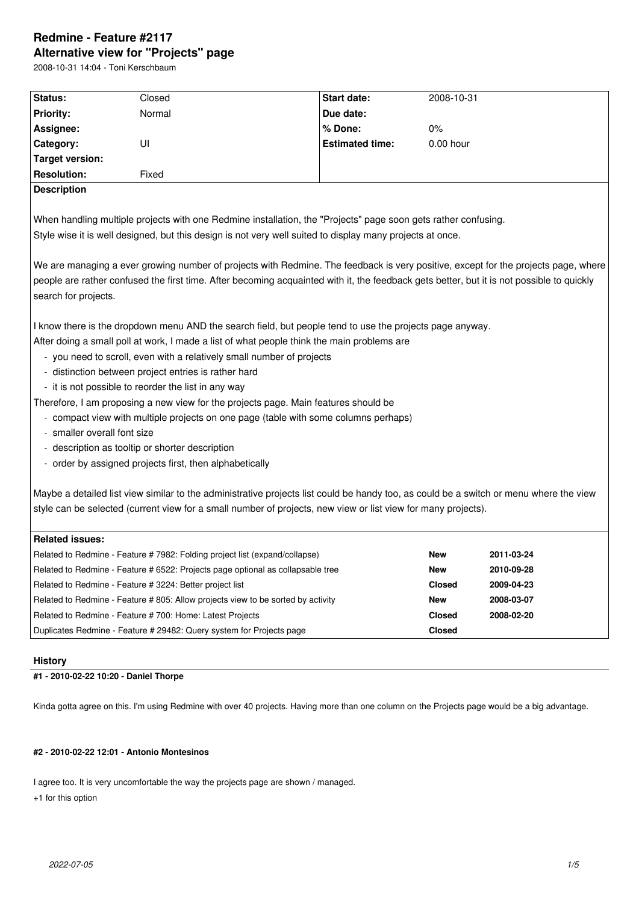# Redmine - Feature #2117

## Alternative view for "Projects" page

2008-10-31 14:04 - Toni Kerschbaum

| Status: | Closed | Start date: | 2008-10-31 |
|---|---|---|---|
| Priority: | Normal | Due date: | |
| Assignee: | | % Done: | 0% |
| Category: | UI | Estimated time: | 0.00 hour |
| Target version: | | | |
| Resolution: | Fixed | | |

**Description**

When handling multiple projects with one Redmine installation, the "Projects" page soon gets rather confusing.
Style wise it is well designed, but this design is not very well suited to display many projects at once.

We are managing a ever growing number of projects with Redmine. The feedback is very positive, except for the projects page, where people are rather confused the first time. After becoming acquainted with it, the feedback gets better, but it is not possible to quickly search for projects.

I know there is the dropdown menu AND the search field, but people tend to use the projects page anyway.
After doing a small poll at work, I made a list of what people think the main problems are

- you need to scroll, even with a relatively small number of projects
- distinction between project entries is rather hard
- it is not possible to reorder the list in any way

Therefore, I am proposing a new view for the projects page. Main features should be

- compact view with multiple projects on one page (table with some columns perhaps)
- smaller overall font size
- description as tooltip or shorter description
- order by assigned projects first, then alphabetically

Maybe a detailed list view similar to the administrative projects list could be handy too, as could be a switch or menu where the view style can be selected (current view for a small number of projects, new view or list view for many projects).

**Related issues:**

| Issue | Status | Date |
|---|---|---|
| Related to Redmine - Feature # 7982: Folding project list (expand/collapse) | **New** | **2011-03-24** |
| Related to Redmine - Feature # 6522: Projects page optional as collapsable tree | **New** | **2010-09-28** |
| Related to Redmine - Feature # 3224: Better project list | **Closed** | **2009-04-23** |
| Related to Redmine - Feature # 805: Allow projects view to be sorted by activity | **New** | **2008-03-07** |
| Related to Redmine - Feature # 700: Home: Latest Projects | **Closed** | **2008-02-20** |
| Duplicates Redmine - Feature # 29482: Query system for Projects page | **Closed** | |

## History

### #1 - 2010-02-22 10:20 - Daniel Thorpe

Kinda gotta agree on this. I'm using Redmine with over 40 projects. Having more than one column on the Projects page would be a big advantage.

### #2 - 2010-02-22 12:01 - Antonio Montesinos

I agree too. It is very uncomfortable the way the projects page are shown / managed.
+1 for this option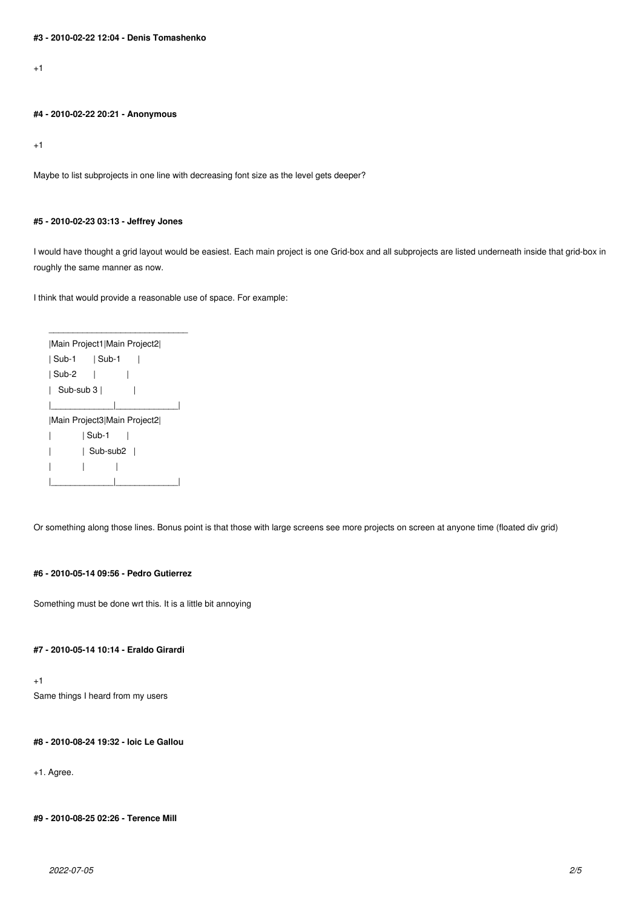**#3 - 2010-02-22 12:04 - Denis Tomashenko**

+1

**#4 - 2010-02-22 20:21 - Anonymous**

+1

Maybe to list subprojects in one line with decreasing font size as the level gets deeper?

**#5 - 2010-02-23 03:13 - Jeffrey Jones**

I would have thought a grid layout would be easiest. Each main project is one Grid-box and all subprojects are listed underneath inside that grid-box in roughly the same manner as now.

I think that would provide a reasonable use of space. For example:

```
_____________________________
|Main Project1|Main Project2|
| Sub-1      | Sub-1      |
| Sub-2      |            |
|   Sub-sub 3 |           |
|_____________|_____________|
|Main Project3|Main Project2|
|            | Sub-1      |
|            |  Sub-sub2   |
|            |            |
|_____________|_____________|
```

Or something along those lines. Bonus point is that those with large screens see more projects on screen at anyone time (floated div grid)

**#6 - 2010-05-14 09:56 - Pedro Gutierrez**

Something must be done wrt this. It is a little bit annoying

**#7 - 2010-05-14 10:14 - Eraldo Girardi**

+1
Same things I heard from my users

**#8 - 2010-08-24 19:32 - loic Le Gallou**

+1. Agree.

**#9 - 2010-08-25 02:26 - Terence Mill**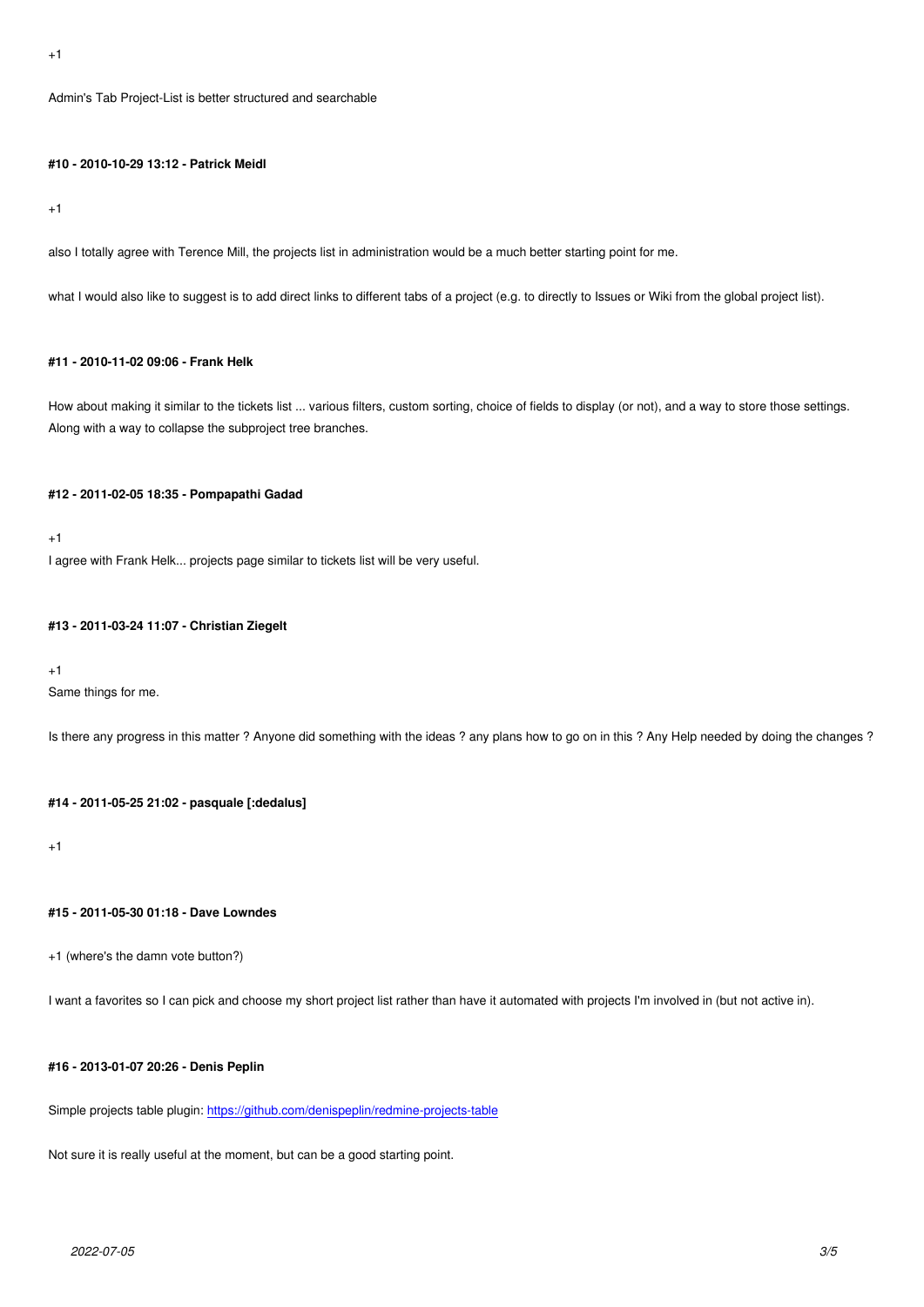+1

Admin's Tab Project-List is better structured and searchable

#### #10 - 2010-10-29 13:12 - Patrick Meidl

+1

also I totally agree with Terence Mill, the projects list in administration would be a much better starting point for me.

what I would also like to suggest is to add direct links to different tabs of a project (e.g. to directly to Issues or Wiki from the global project list).

#### #11 - 2010-11-02 09:06 - Frank Helk

How about making it similar to the tickets list ... various filters, custom sorting, choice of fields to display (or not), and a way to store those settings. Along with a way to collapse the subproject tree branches.

#### #12 - 2011-02-05 18:35 - Pompapathi Gadad

+1
I agree with Frank Helk... projects page similar to tickets list will be very useful.

#### #13 - 2011-03-24 11:07 - Christian Ziegelt

+1
Same things for me.

Is there any progress in this matter ? Anyone did something with the ideas ? any plans how to go on in this ? Any Help needed by doing the changes ?

#### #14 - 2011-05-25 21:02 - pasquale [:dedalus]

+1

#### #15 - 2011-05-30 01:18 - Dave Lowndes

+1 (where's the damn vote button?)

I want a favorites so I can pick and choose my short project list rather than have it automated with projects I'm involved in (but not active in).

#### #16 - 2013-01-07 20:26 - Denis Peplin

Simple projects table plugin: [https://github.com/denispeplin/redmine-projects-table](https://github.com/denispeplin/redmine-projects-table)

Not sure it is really useful at the moment, but can be a good starting point.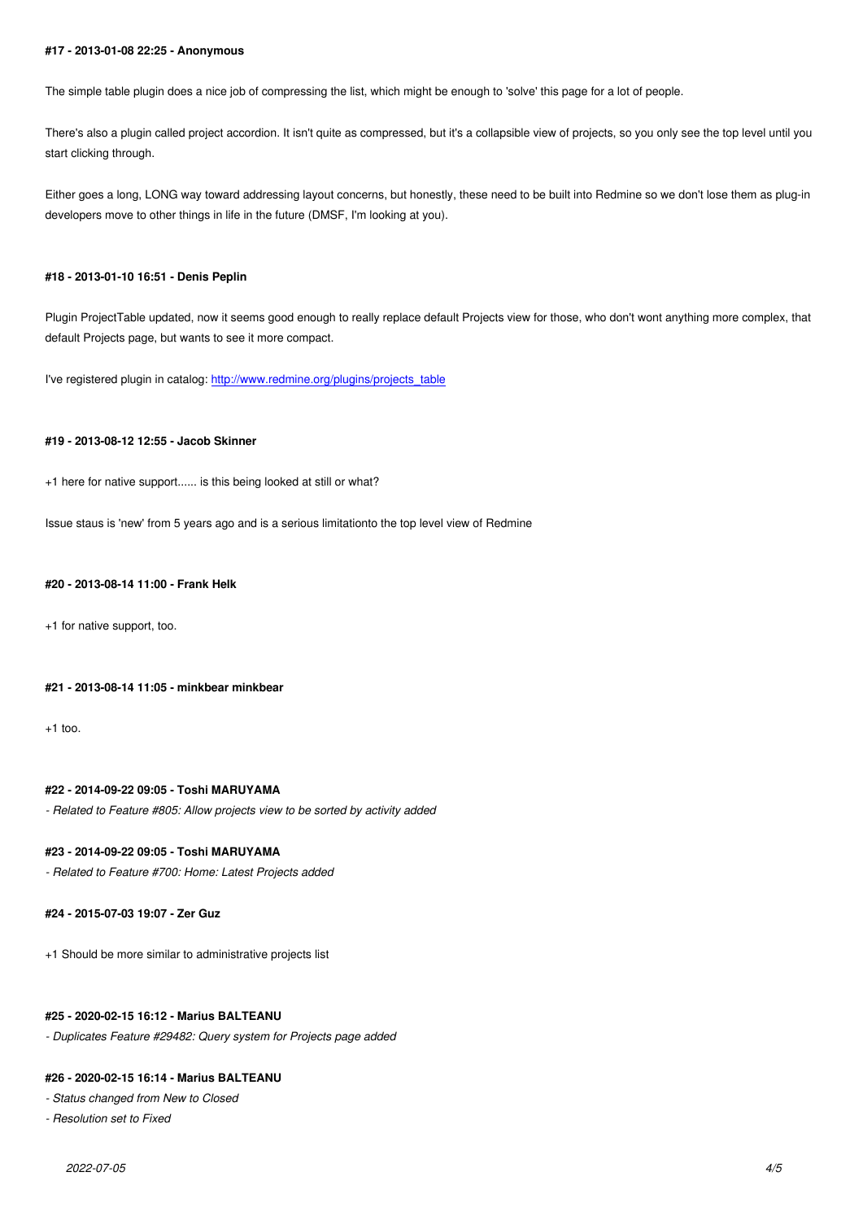#### #17 - 2013-01-08 22:25 - Anonymous

The simple table plugin does a nice job of compressing the list, which might be enough to 'solve' this page for a lot of people.

There's also a plugin called project accordion. It isn't quite as compressed, but it's a collapsible view of projects, so you only see the top level until you start clicking through.

Either goes a long, LONG way toward addressing layout concerns, but honestly, these need to be built into Redmine so we don't lose them as plug-in developers move to other things in life in the future (DMSF, I'm looking at you).

#### #18 - 2013-01-10 16:51 - Denis Peplin

Plugin ProjectTable updated, now it seems good enough to really replace default Projects view for those, who don't wont anything more complex, that default Projects page, but wants to see it more compact.

I've registered plugin in catalog: [http://www.redmine.org/plugins/projects_table](http://www.redmine.org/plugins/projects_table)

#### #19 - 2013-08-12 12:55 - Jacob Skinner

+1 here for native support...... is this being looked at still or what?

Issue staus is 'new' from 5 years ago and is a serious limitationto the top level view of Redmine

#### #20 - 2013-08-14 11:00 - Frank Helk

+1 for native support, too.

#### #21 - 2013-08-14 11:05 - minkbear minkbear

+1 too.

#### #22 - 2014-09-22 09:05 - Toshi MARUYAMA

*- Related to Feature #805: Allow projects view to be sorted by activity added*

#### #23 - 2014-09-22 09:05 - Toshi MARUYAMA

*- Related to Feature #700: Home: Latest Projects added*

#### #24 - 2015-07-03 19:07 - Zer Guz

+1 Should be more similar to administrative projects list

#### #25 - 2020-02-15 16:12 - Marius BALTEANU

*- Duplicates Feature #29482: Query system for Projects page added*

#### #26 - 2020-02-15 16:14 - Marius BALTEANU

*- Status changed from New to Closed*

*- Resolution set to Fixed*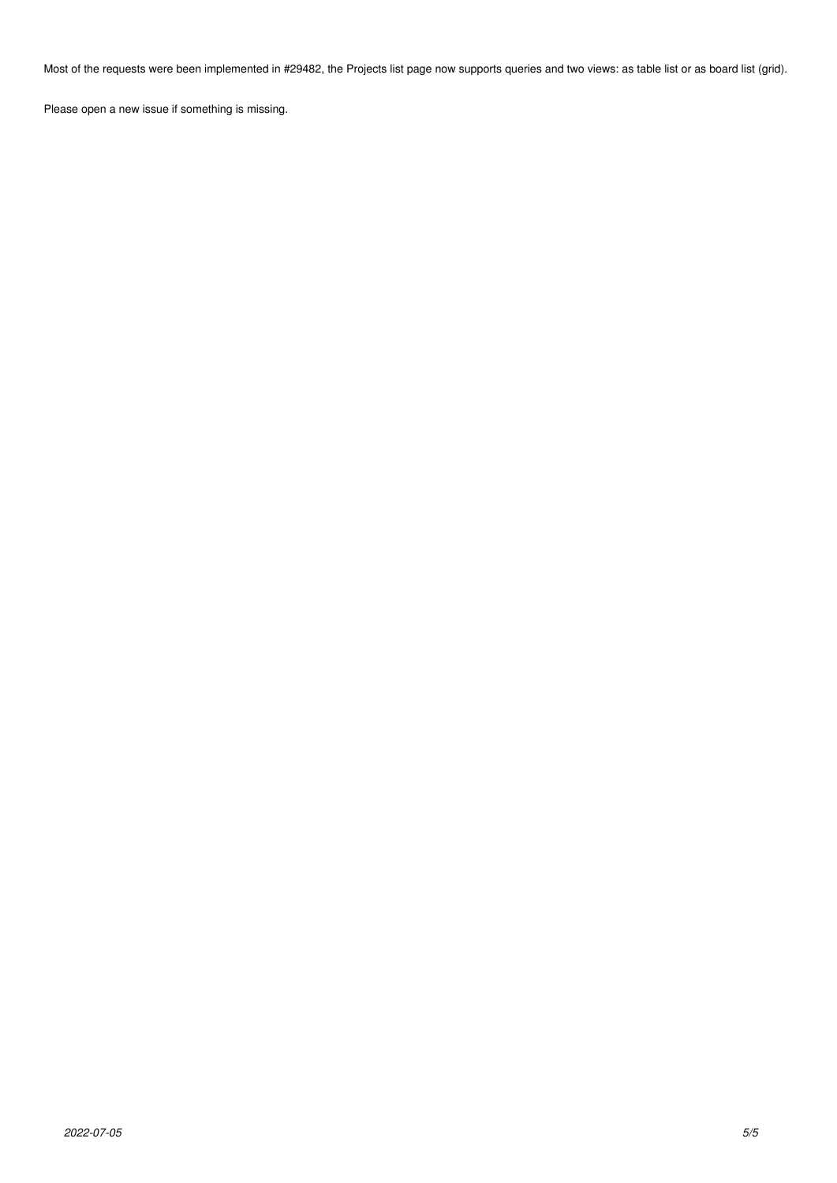Most of the requests were been implemented in #29482, the Projects list page now supports queries and two views: as table list or as board list (grid).

Please open a new issue if something is missing.